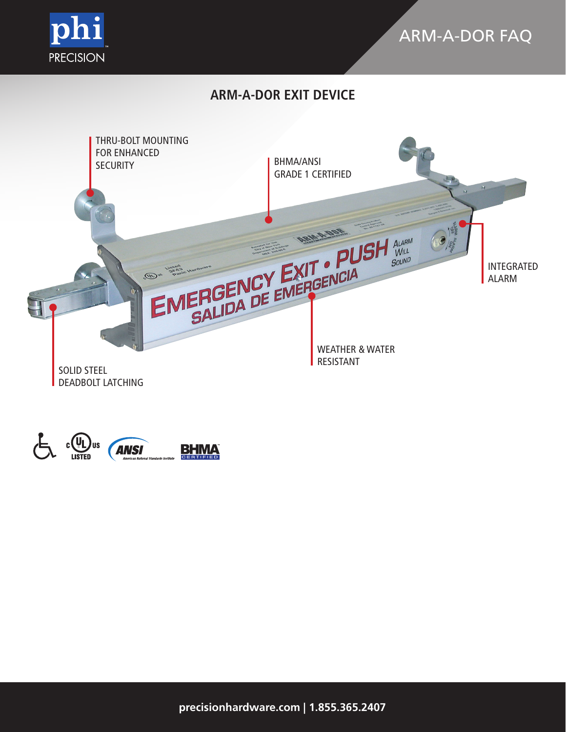# ARM-A-DOR FAQ

## ARM-A-DOR EXIT DEVICE

THRU-BOLT MOUNTING FOR ENHANCED SECURITY

BHMA/ANSI GRADE 1 CERTIFIED

INTEGRATED ALARM

WEATHER & WATER RESISTANT

SOLID STEEL DEADBOLT LATCHING

precisionhardware.com | 1.855.365.2407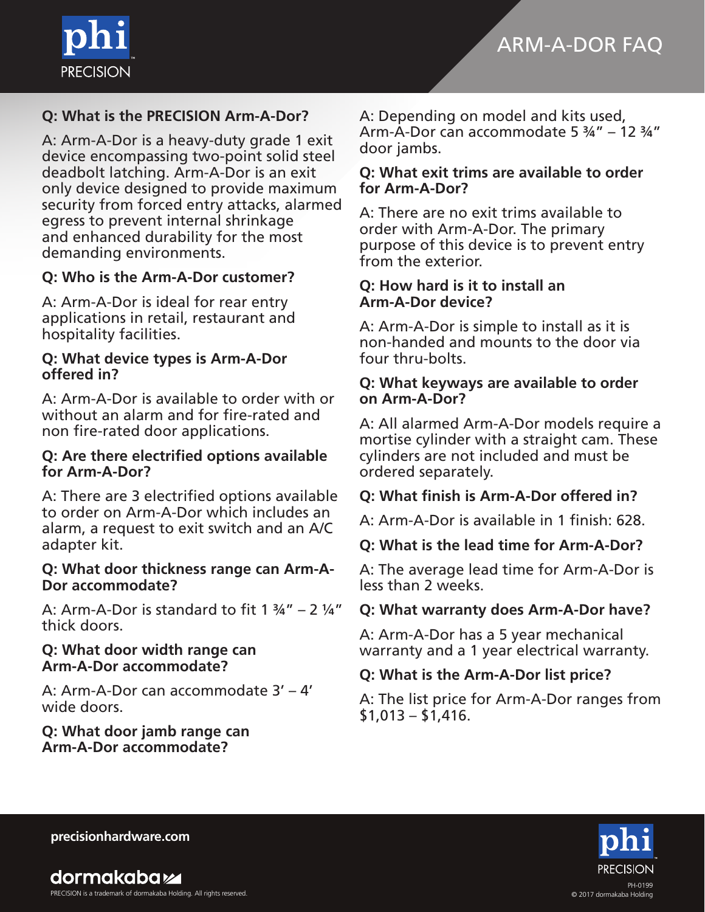# ARM-A-DOR FAQ

**Q: What is the PRECISION Arm-A-Dor?**

A: Arm-A-Dor is a heavy-duty grade 1 exit device encompassing two-point solid steel deadbolt latching. Arm-A-Dor is an exit only device designed to provide maximum security from forced entry attacks, alarmed egress to prevent internal shrinkage and enhanced durability for the most demanding environments.

**Q: Who is the Arm-A-Dor customer?**

A: Arm-A-Dor is ideal for rear entry applications in retail, restaurant and hospitality facilities.

**Q: What device types is Arm-A-Dor offered in?**

A: Arm-A-Dor is available to order with or without an alarm and for fire-rated and non fire-rated door applications.

**Q: Are there electrified options available for Arm-A-Dor?**

A: There are 3 electrified options available to order on Arm-A-Dor which includes an alarm, a request to exit switch and an A/C adapter kit.

**Q: What door thickness range can Arm-A-Dor accommodate?**

A: Arm-A-Dor is standard to fit 1 ¾" – 2 ¼" thick doors.

**Q: What door width range can Arm-A-Dor accommodate?**

A: Arm-A-Dor can accommodate 3' – 4' wide doors.

**Q: What door jamb range can Arm-A-Dor accommodate?**

A: Depending on model and kits used, Arm-A-Dor can accommodate 5 ¾" – 12 ¾" door jambs.

**Q: What exit trims are available to order for Arm-A-Dor?**

A: There are no exit trims available to order with Arm-A-Dor. The primary purpose of this device is to prevent entry from the exterior.

**Q: How hard is it to install an Arm-A-Dor device?**

A: Arm-A-Dor is simple to install as it is non-handed and mounts to the door via four thru-bolts.

**Q: What keyways are available to order on Arm-A-Dor?**

A: All alarmed Arm-A-Dor models require a mortise cylinder with a straight cam. These cylinders are not included and must be ordered separately.

**Q: What finish is Arm-A-Dor offered in?**

A: Arm-A-Dor is available in 1 finish: 628.

**Q: What is the lead time for Arm-A-Dor?**

A: The average lead time for Arm-A-Dor is less than 2 weeks.

**Q: What warranty does Arm-A-Dor have?**

A: Arm-A-Dor has a 5 year mechanical warranty and a 1 year electrical warranty.

**Q: What is the Arm-A-Dor list price?**

A: The list price for Arm-A-Dor ranges from $1,013 – $1,416.

**precisionhardware.com**

dormakaba

PRECISION is a trademark of dormakaba Holding. All rights reserved.

PH-0199
© 2017 dormakaba Holding